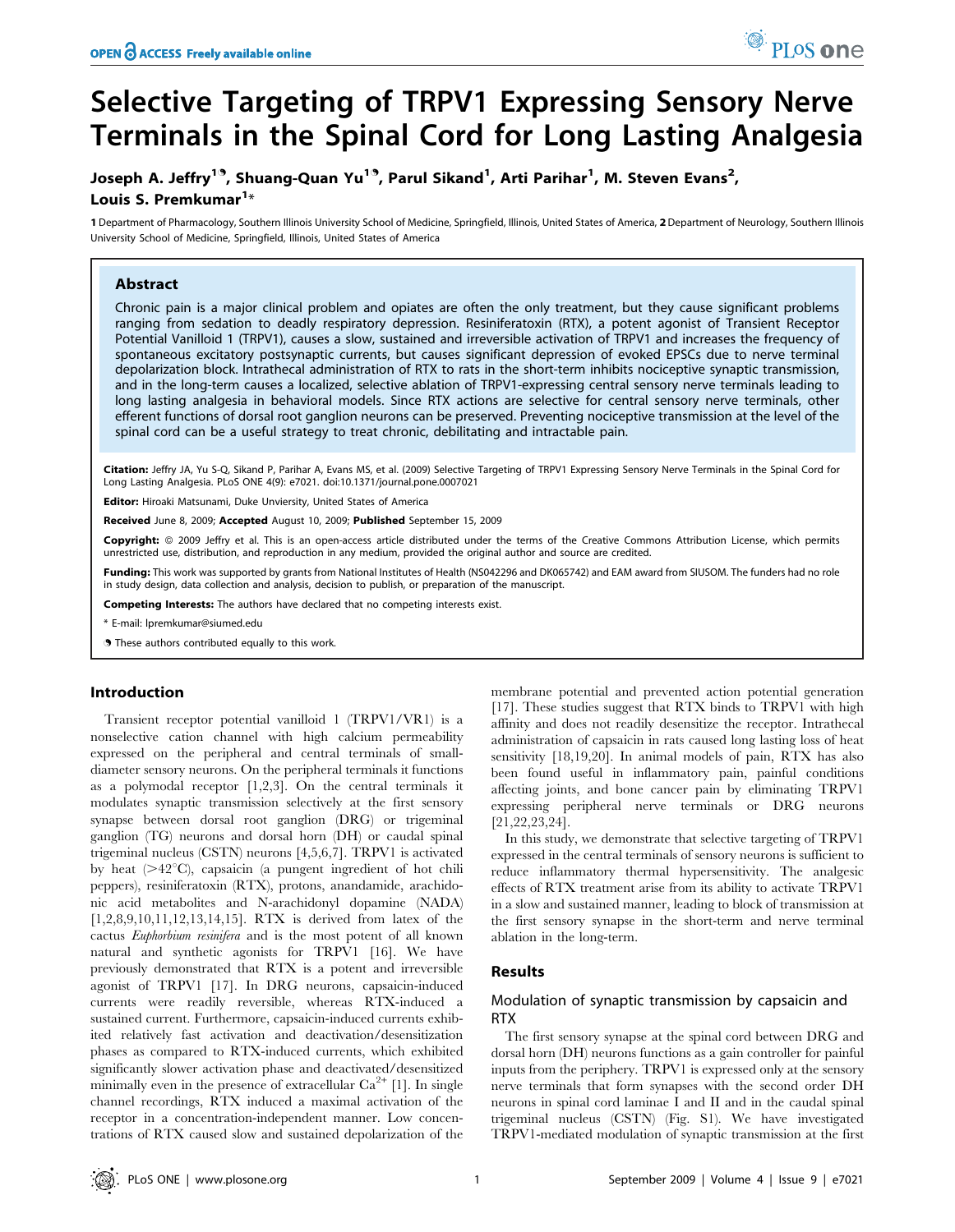# Selective Targeting of TRPV1 Expressing Sensory Nerve Terminals in the Spinal Cord for Long Lasting Analgesia

**Joseph A. Jeffry[1¶], Shuang-Quan Yu[1¶], Parul Sikand[1], Arti Parihar[1], M. Steven Evans[2], Louis S. Premkumar[1*]**

1 Department of Pharmacology, Southern Illinois University School of Medicine, Springfield, Illinois, United States of America, 2 Department of Neurology, Southern Illinois University School of Medicine, Springfield, Illinois, United States of America

## Abstract

Chronic pain is a major clinical problem and opiates are often the only treatment, but they cause significant problems ranging from sedation to deadly respiratory depression. Resiniferatoxin (RTX), a potent agonist of Transient Receptor Potential Vanilloid 1 (TRPV1), causes a slow, sustained and irreversible activation of TRPV1 and increases the frequency of spontaneous excitatory postsynaptic currents, but causes significant depression of evoked EPSCs due to nerve terminal depolarization block. Intrathecal administration of RTX to rats in the short-term inhibits nociceptive synaptic transmission, and in the long-term causes a localized, selective ablation of TRPV1-expressing central sensory nerve terminals leading to long lasting analgesia in behavioral models. Since RTX actions are selective for central sensory nerve terminals, other efferent functions of dorsal root ganglion neurons can be preserved. Preventing nociceptive transmission at the level of the spinal cord can be a useful strategy to treat chronic, debilitating and intractable pain.

**Citation:** Jeffry JA, Yu S-Q, Sikand P, Parihar A, Evans MS, et al. (2009) Selective Targeting of TRPV1 Expressing Sensory Nerve Terminals in the Spinal Cord for Long Lasting Analgesia. PLoS ONE 4(9): e7021. doi:10.1371/journal.pone.0007021

**Editor:** Hiroaki Matsunami, Duke Unviersity, United States of America

**Received** June 8, 2009; **Accepted** August 10, 2009; **Published** September 15, 2009

**Copyright:** © 2009 Jeffry et al. This is an open-access article distributed under the terms of the Creative Commons Attribution License, which permits unrestricted use, distribution, and reproduction in any medium, provided the original author and source are credited.

**Funding:** This work was supported by grants from National Institutes of Health (NS042296 and DK065742) and EAM award from SIUSOM. The funders had no role in study design, data collection and analysis, decision to publish, or preparation of the manuscript.

**Competing Interests:** The authors have declared that no competing interests exist.

\* E-mail: lpremkumar@siumed.edu

¶ These authors contributed equally to this work.

## Introduction

Transient receptor potential vanilloid 1 (TRPV1/VR1) is a nonselective cation channel with high calcium permeability expressed on the peripheral and central terminals of small-diameter sensory neurons. On the peripheral terminals it functions as a polymodal receptor [1,2,3]. On the central terminals it modulates synaptic transmission selectively at the first sensory synapse between dorsal root ganglion (DRG) or trigeminal ganglion (TG) neurons and dorsal horn (DH) or caudal spinal trigeminal nucleus (CSTN) neurons [4,5,6,7]. TRPV1 is activated by heat (>42°C), capsaicin (a pungent ingredient of hot chili peppers), resiniferatoxin (RTX), protons, anandamide, arachidonic acid metabolites and N-arachidonyl dopamine (NADA) [1,2,8,9,10,11,12,13,14,15]. RTX is derived from latex of the cactus *Euphorbium resinifera* and is the most potent of all known natural and synthetic agonists for TRPV1 [16]. We have previously demonstrated that RTX is a potent and irreversible agonist of TRPV1 [17]. In DRG neurons, capsaicin-induced currents were readily reversible, whereas RTX-induced a sustained current. Furthermore, capsaicin-induced currents exhibited relatively fast activation and deactivation/desensitization phases as compared to RTX-induced currents, which exhibited significantly slower activation phase and deactivated/desensitized minimally even in the presence of extracellular $Ca^{2+}$ [1]. In single channel recordings, RTX induced a maximal activation of the receptor in a concentration-independent manner. Low concentrations of RTX caused slow and sustained depolarization of the membrane potential and prevented action potential generation [17]. These studies suggest that RTX binds to TRPV1 with high affinity and does not readily desensitize the receptor. Intrathecal administration of capsaicin in rats caused long lasting loss of heat sensitivity [18,19,20]. In animal models of pain, RTX has also been found useful in inflammatory pain, painful conditions affecting joints, and bone cancer pain by eliminating TRPV1 expressing peripheral nerve terminals or DRG neurons [21,22,23,24].

In this study, we demonstrate that selective targeting of TRPV1 expressed in the central terminals of sensory neurons is sufficient to reduce inflammatory thermal hypersensitivity. The analgesic effects of RTX treatment arise from its ability to activate TRPV1 in a slow and sustained manner, leading to block of transmission at the first sensory synapse in the short-term and nerve terminal ablation in the long-term.

## Results

### Modulation of synaptic transmission by capsaicin and RTX

The first sensory synapse at the spinal cord between DRG and dorsal horn (DH) neurons functions as a gain controller for painful inputs from the periphery. TRPV1 is expressed only at the sensory nerve terminals that form synapses with the second order DH neurons in spinal cord laminae I and II and in the caudal spinal trigeminal nucleus (CSTN) (Fig. S1). We have investigated TRPV1-mediated modulation of synaptic transmission at the first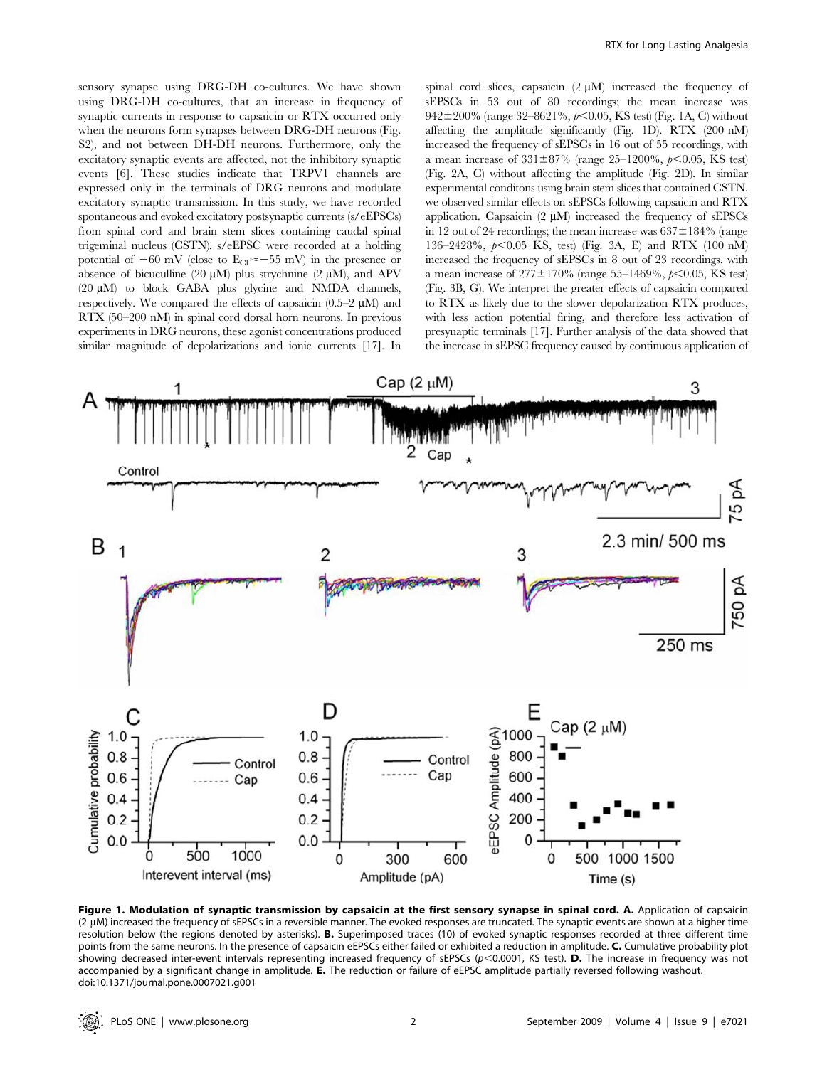sensory synapse using DRG-DH co-cultures. We have shown using DRG-DH co-cultures, that an increase in frequency of synaptic currents in response to capsaicin or RTX occurred only when the neurons form synapses between DRG-DH neurons (Fig. S2), and not between DH-DH neurons. Furthermore, only the excitatory synaptic events are affected, not the inhibitory synaptic events [6]. These studies indicate that TRPV1 channels are expressed only in the terminals of DRG neurons and modulate excitatory synaptic transmission. In this study, we have recorded spontaneous and evoked excitatory postsynaptic currents (s/eEPSCs) from spinal cord and brain stem slices containing caudal spinal trigeminal nucleus (CSTN). s/eEPSC were recorded at a holding potential of −60 mV (close to $E_{Cl} \approx -55$ mV) in the presence or absence of bicuculline (20 μM) plus strychnine (2 μM), and APV (20 μM) to block GABA plus glycine and NMDA channels, respectively. We compared the effects of capsaicin (0.5–2 μM) and RTX (50–200 nM) in spinal cord dorsal horn neurons. In previous experiments in DRG neurons, these agonist concentrations produced similar magnitude of depolarizations and ionic currents [17]. In spinal cord slices, capsaicin (2 μM) increased the frequency of sEPSCs in 53 out of 80 recordings; the mean increase was 942±200% (range 32–8621%, $p<0.05$, KS test) (Fig. 1A, C) without affecting the amplitude significantly (Fig. 1D). RTX (200 nM) increased the frequency of sEPSCs in 16 out of 55 recordings, with a mean increase of 331±87% (range 25–1200%, $p<0.05$, KS test) (Fig. 2A, C) without affecting the amplitude (Fig. 2D). In similar experimental conditons using brain stem slices that contained CSTN, we observed similar effects on sEPSCs following capsaicin and RTX application. Capsaicin (2 μM) increased the frequency of sEPSCs in 12 out of 24 recordings; the mean increase was 637±184% (range 136–2428%, $p<0.05$ KS, test) (Fig. 3A, E) and RTX (100 nM) increased the frequency of sEPSCs in 8 out of 23 recordings, with a mean increase of 277±170% (range 55–1469%, $p<0.05$, KS test) (Fig. 3B, G). We interpret the greater effects of capsaicin compared to RTX as likely due to the slower depolarization RTX produces, with less action potential firing, and therefore less activation of presynaptic terminals [17]. Further analysis of the data showed that the increase in sEPSC frequency caused by continuous application of

**Figure 1. Modulation of synaptic transmission by capsaicin at the first sensory synapse in spinal cord. A.** Application of capsaicin (2 μM) increased the frequency of sEPSCs in a reversible manner. The evoked responses are truncated. The synaptic events are shown at a higher time resolution below (the regions denoted by asterisks). **B.** Superimposed traces (10) of evoked synaptic responses recorded at three different time points from the same neurons. In the presence of capsaicin eEPSCs either failed or exhibited a reduction in amplitude. **C.** Cumulative probability plot showing decreased inter-event intervals representing increased frequency of sEPSCs ($p<0.0001$, KS test). **D.** The increase in frequency was not accompanied by a significant change in amplitude. **E.** The reduction or failure of eEPSC amplitude partially reversed following washout.
doi:10.1371/journal.pone.0007021.g001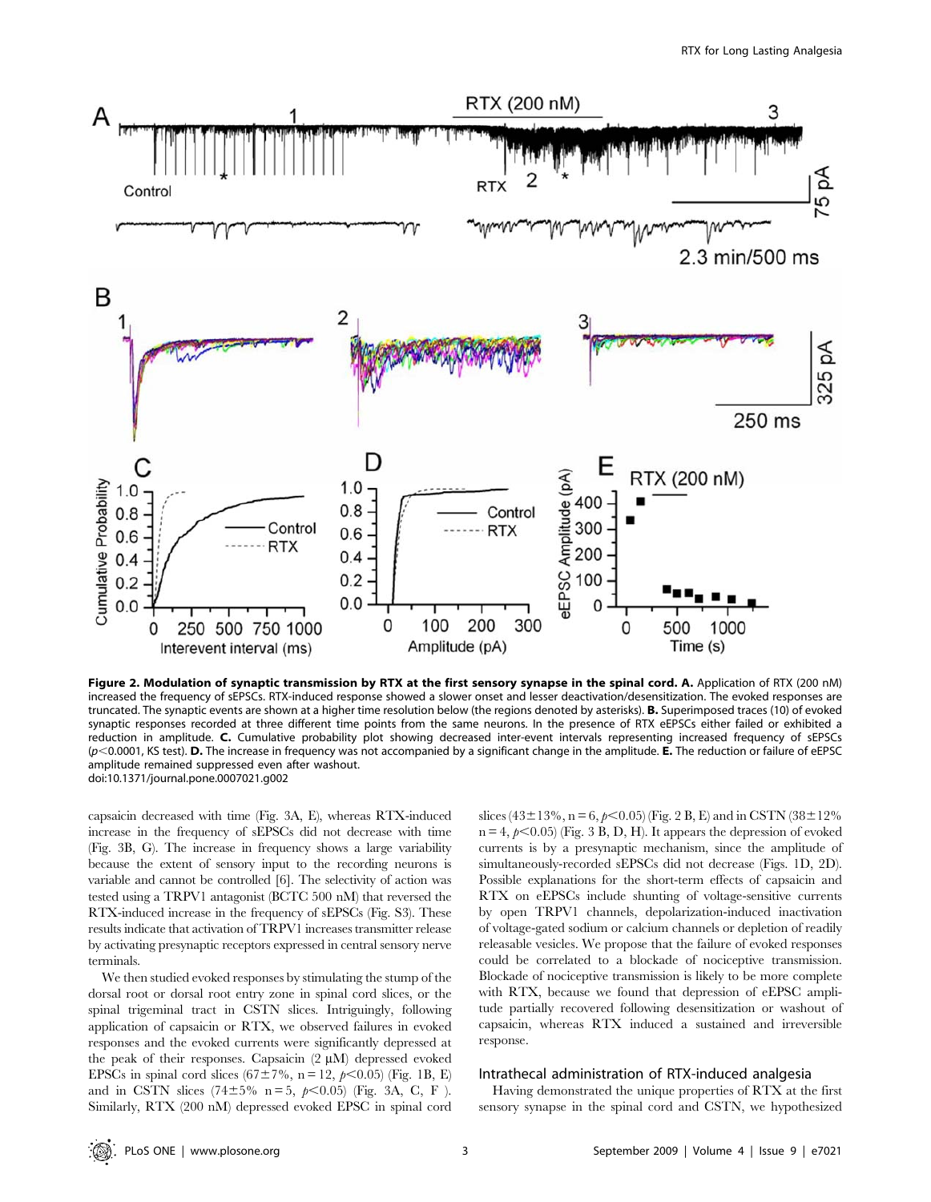**Figure 2. Modulation of synaptic transmission by RTX at the first sensory synapse in the spinal cord. A.** Application of RTX (200 nM) increased the frequency of sEPSCs. RTX-induced response showed a slower onset and lesser deactivation/desensitization. The evoked responses are truncated. The synaptic events are shown at a higher time resolution below (the regions denoted by asterisks). **B.** Superimposed traces (10) of evoked synaptic responses recorded at three different time points from the same neurons. In the presence of RTX eEPSCs either failed or exhibited a reduction in amplitude. **C.** Cumulative probability plot showing decreased inter-event intervals representing increased frequency of sEPSCs ($p<0.0001$, KS test). **D.** The increase in frequency was not accompanied by a significant change in the amplitude. **E.** The reduction or failure of eEPSC amplitude remained suppressed even after washout.
doi:10.1371/journal.pone.0007021.g002

capsaicin decreased with time (Fig. 3A, E), whereas RTX-induced increase in the frequency of sEPSCs did not decrease with time (Fig. 3B, G). The increase in frequency shows a large variability because the extent of sensory input to the recording neurons is variable and cannot be controlled [6]. The selectivity of action was tested using a TRPV1 antagonist (BCTC 500 nM) that reversed the RTX-induced increase in the frequency of sEPSCs (Fig. S3). These results indicate that activation of TRPV1 increases transmitter release by activating presynaptic receptors expressed in central sensory nerve terminals.

We then studied evoked responses by stimulating the stump of the dorsal root or dorsal root entry zone in spinal cord slices, or the spinal trigeminal tract in CSTN slices. Intriguingly, following application of capsaicin or RTX, we observed failures in evoked responses and the evoked currents were significantly depressed at the peak of their responses. Capsaicin (2 μM) depressed evoked EPSCs in spinal cord slices (67±7%, n = 12, $p<0.05$) (Fig. 1B, E) and in CSTN slices (74±5% n = 5, $p<0.05$) (Fig. 3A, C, F ). Similarly, RTX (200 nM) depressed evoked EPSC in spinal cord slices (43±13%, n = 6, $p<0.05$) (Fig. 2 B, E) and in CSTN (38±12% n = 4, $p<0.05$) (Fig. 3 B, D, H). It appears the depression of evoked currents is by a presynaptic mechanism, since the amplitude of simultaneously-recorded sEPSCs did not decrease (Figs. 1D, 2D). Possible explanations for the short-term effects of capsaicin and RTX on eEPSCs include shunting of voltage-sensitive currents by open TRPV1 channels, depolarization-induced inactivation of voltage-gated sodium or calcium channels or depletion of readily releasable vesicles. We propose that the failure of evoked responses could be correlated to a blockade of nociceptive transmission. Blockade of nociceptive transmission is likely to be more complete with RTX, because we found that depression of eEPSC amplitude partially recovered following desensitization or washout of capsaicin, whereas RTX induced a sustained and irreversible response.

### Intrathecal administration of RTX-induced analgesia

Having demonstrated the unique properties of RTX at the first sensory synapse in the spinal cord and CSTN, we hypothesized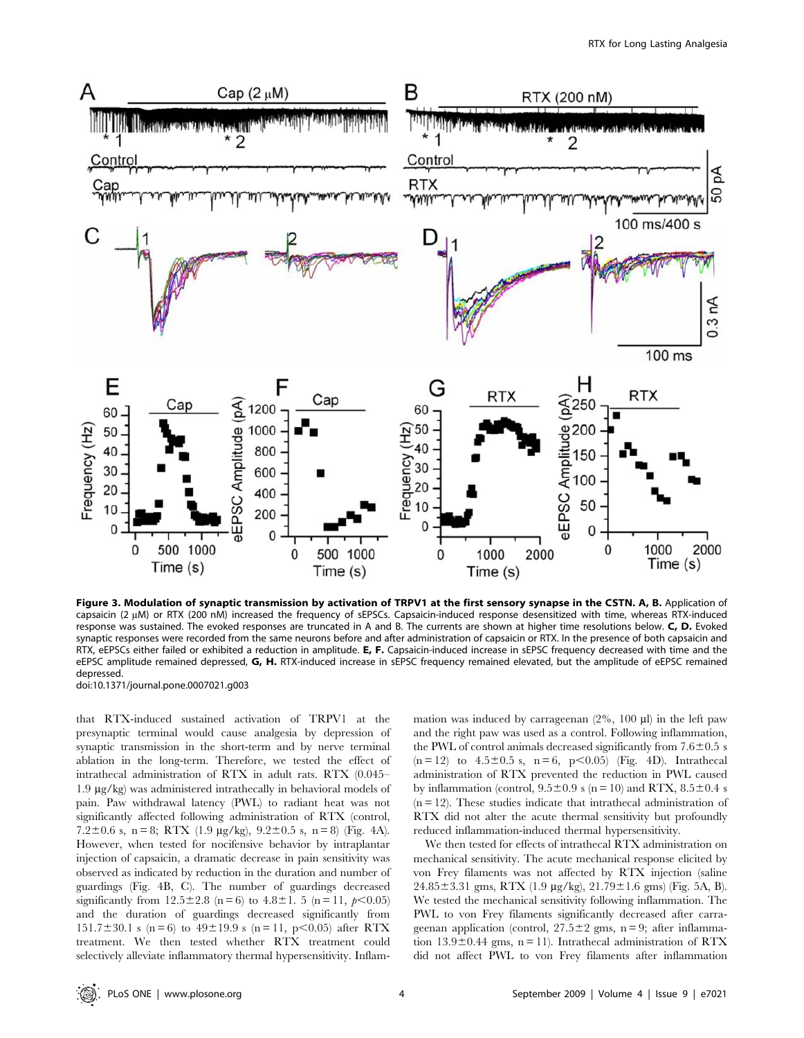**Figure 3. Modulation of synaptic transmission by activation of TRPV1 at the first sensory synapse in the CSTN. A, B.** Application of capsaicin (2 μM) or RTX (200 nM) increased the frequency of sEPSCs. Capsaicin-induced response desensitized with time, whereas RTX-induced response was sustained. The evoked responses are truncated in A and B. The currents are shown at higher time resolutions below. **C, D.** Evoked synaptic responses were recorded from the same neurons before and after administration of capsaicin or RTX. In the presence of both capsaicin and RTX, eEPSCs either failed or exhibited a reduction in amplitude. **E, F.** Capsaicin-induced increase in sEPSC frequency decreased with time and the eEPSC amplitude remained depressed, **G, H.** RTX-induced increase in sEPSC frequency remained elevated, but the amplitude of eEPSC remained depressed.

doi:10.1371/journal.pone.0007021.g003

that RTX-induced sustained activation of TRPV1 at the presynaptic terminal would cause analgesia by depression of synaptic transmission in the short-term and by nerve terminal ablation in the long-term. Therefore, we tested the effect of intrathecal administration of RTX in adult rats. RTX (0.045–1.9 μg/kg) was administered intrathecally in behavioral models of pain. Paw withdrawal latency (PWL) to radiant heat was not significantly affected following administration of RTX (control, 7.2±0.6 s, n = 8; RTX (1.9 μg/kg), 9.2±0.5 s, n = 8) (Fig. 4A). However, when tested for nocifensive behavior by intraplantar injection of capsaicin, a dramatic decrease in pain sensitivity was observed as indicated by reduction in the duration and number of guardings (Fig. 4B, C). The number of guardings decreased significantly from 12.5±2.8 (n = 6) to 4.8±1. 5 (n = 11, $p<0.05$) and the duration of guardings decreased significantly from 151.7±30.1 s (n = 6) to 49±19.9 s (n = 11, $p<0.05$) after RTX treatment. We then tested whether RTX treatment could selectively alleviate inflammatory thermal hypersensitivity. Inflammation was induced by carrageenan (2%, 100 μl) in the left paw and the right paw was used as a control. Following inflammation, the PWL of control animals decreased significantly from 7.6±0.5 s (n = 12) to 4.5±0.5 s, n = 6, $p<0.05$) (Fig. 4D). Intrathecal administration of RTX prevented the reduction in PWL caused by inflammation (control, 9.5±0.9 s (n = 10) and RTX, 8.5±0.4 s (n = 12). These studies indicate that intrathecal administration of RTX did not alter the acute thermal sensitivity but profoundly reduced inflammation-induced thermal hypersensitivity.

We then tested for effects of intrathecal RTX administration on mechanical sensitivity. The acute mechanical response elicited by von Frey filaments was not affected by RTX injection (saline 24.85±3.31 gms, RTX (1.9 μg/kg), 21.79±1.6 gms) (Fig. 5A, B). We tested the mechanical sensitivity following inflammation. The PWL to von Frey filaments significantly decreased after carrageenan application (control, 27.5±2 gms, n = 9; after inflammation 13.9±0.44 gms, n = 11). Intrathecal administration of RTX did not affect PWL to von Frey filaments after inflammation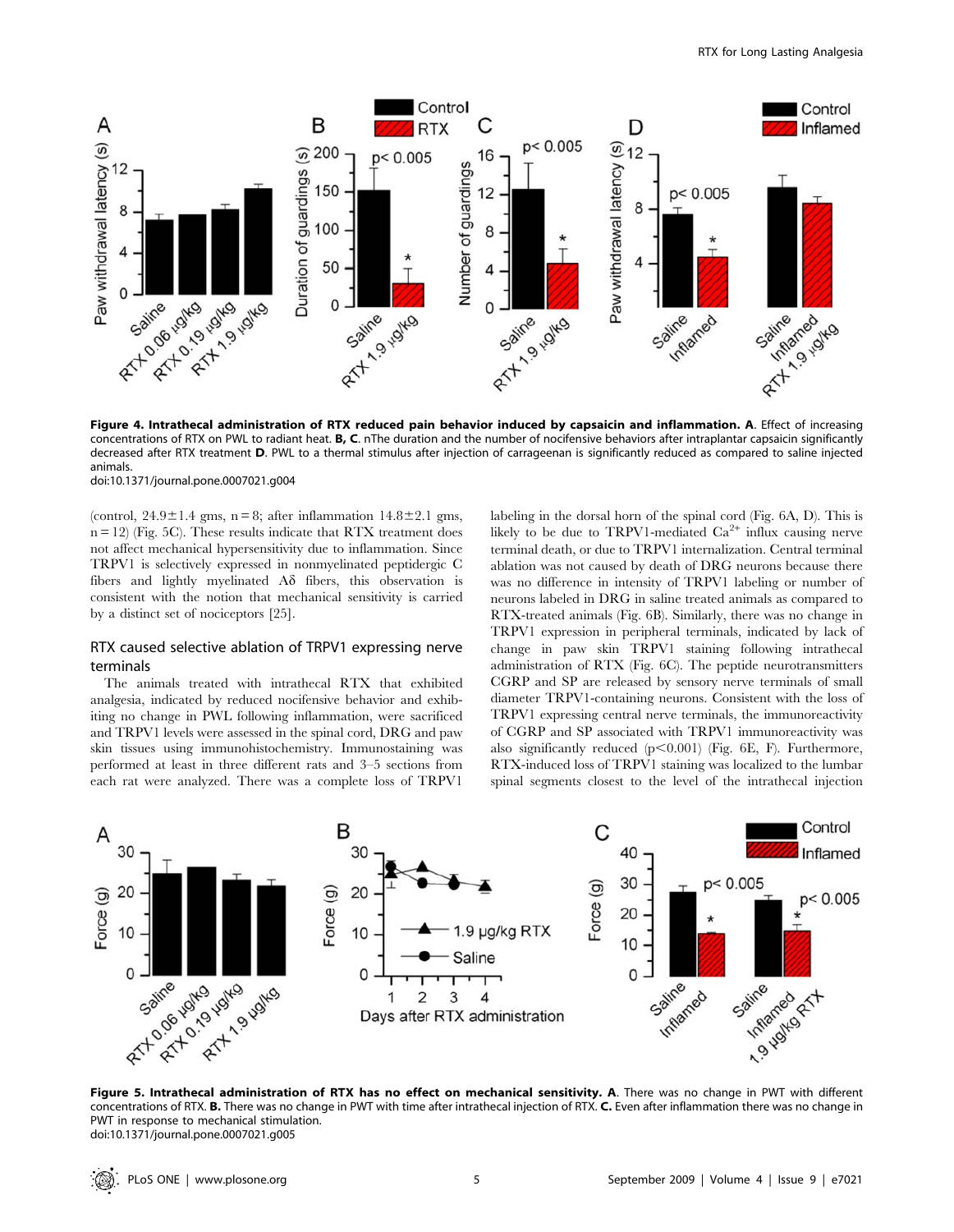**Figure 4. Intrathecal administration of RTX reduced pain behavior induced by capsaicin and inflammation. A**. Effect of increasing concentrations of RTX on PWL to radiant heat. **B, C**. nThe duration and the number of nocifensive behaviors after intraplantar capsaicin significantly decreased after RTX treatment **D**. PWL to a thermal stimulus after injection of carrageenan is significantly reduced as compared to saline injected animals.
doi:10.1371/journal.pone.0007021.g004

(control, 24.9±1.4 gms, n = 8; after inflammation 14.8±2.1 gms, n = 12) (Fig. 5C). These results indicate that RTX treatment does not affect mechanical hypersensitivity due to inflammation. Since TRPV1 is selectively expressed in nonmyelinated peptidergic C fibers and lightly myelinated Aδ fibers, this observation is consistent with the notion that mechanical sensitivity is carried by a distinct set of nociceptors [25].

### RTX caused selective ablation of TRPV1 expressing nerve terminals

The animals treated with intrathecal RTX that exhibited analgesia, indicated by reduced nocifensive behavior and exhibiting no change in PWL following inflammation, were sacrificed and TRPV1 levels were assessed in the spinal cord, DRG and paw skin tissues using immunohistochemistry. Immunostaining was performed in at least in three different rats and 3–5 sections from each rat were analyzed. There was a complete loss of TRPV1 labeling in the dorsal horn of the spinal cord (Fig. 6A, D). This is likely to be due to TRPV1-mediated $Ca^{2+}$ influx causing nerve terminal death, or due to TRPV1 internalization. Central terminal ablation was not caused by death of DRG neurons because there was no difference in intensity of TRPV1 labeling or number of neurons labeled in DRG in saline treated animals as compared to RTX-treated animals (Fig. 6B). Similarly, there was no change in TRPV1 expression in peripheral terminals, indicated by lack of change in paw skin TRPV1 staining following intrathecal administration of RTX (Fig. 6C). The peptide neurotransmitters CGRP and SP are released by sensory nerve terminals of small diameter TRPV1-containing neurons. Consistent with the loss of TRPV1 expressing central nerve terminals, the immunoreactivity of CGRP and SP associated with TRPV1 immunoreactivity was also significantly reduced ($p<0.001$) (Fig. 6E, F). Furthermore, RTX-induced loss of TRPV1 staining was localized to the lumbar spinal segments closest to the level of the intrathecal injection

**Figure 5. Intrathecal administration of RTX has no effect on mechanical sensitivity. A**. There was no change in PWT with different concentrations of RTX. **B.** There was no change in PWT with time after intrathecal injection of RTX. **C.** Even after inflammation there was no change in PWT in response to mechanical stimulation.
doi:10.1371/journal.pone.0007021.g005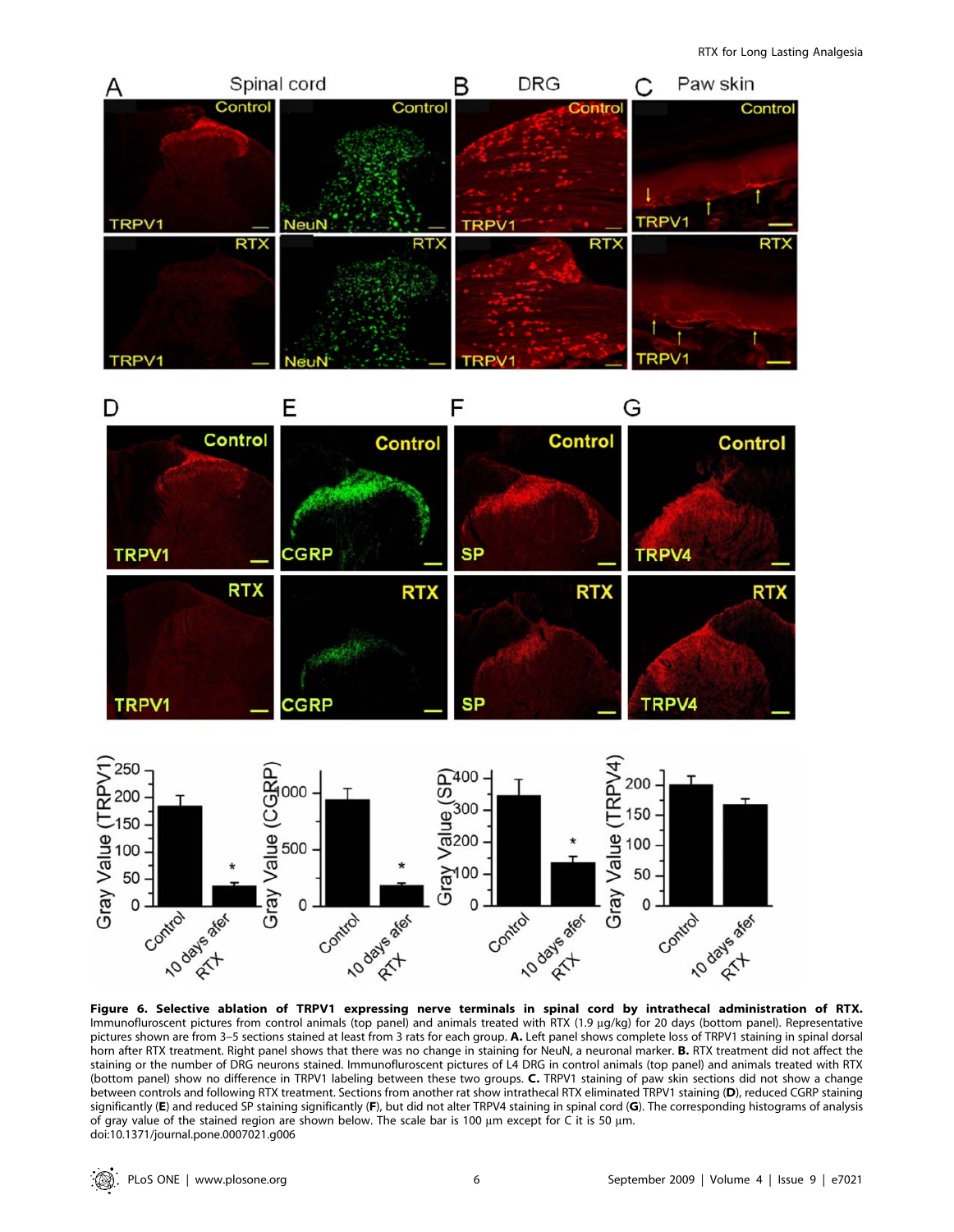**Figure 6. Selective ablation of TRPV1 expressing nerve terminals in spinal cord by intrathecal administration of RTX.** Immunofluroscent pictures from control animals (top panel) and animals treated with RTX (1.9 µg/kg) for 20 days (bottom panel). Representative pictures shown are from 3–5 sections stained at least from 3 rats for each group. **A.** Left panel shows complete loss of TRPV1 staining in spinal dorsal horn after RTX treatment. Right panel shows that there was no change in staining for NeuN, a neuronal marker. **B.** RTX treatment did not affect the staining or the number of DRG neurons stained. Immunofluroscent pictures of L4 DRG in control animals (top panel) and animals treated with RTX (bottom panel) show no difference in TRPV1 labeling between these two groups. **C.** TRPV1 staining of paw skin sections did not show a change between controls and following RTX treatment. Sections from another rat show intrathecal RTX eliminated TRPV1 staining (**D**), reduced CGRP staining significantly (**E**) and reduced SP staining significantly (**F**), but did not alter TRPV4 staining in spinal cord (**G**). The corresponding histograms of analysis of gray value of the stained region are shown below. The scale bar is 100 µm except for C it is 50 µm.
doi:10.1371/journal.pone.0007021.g006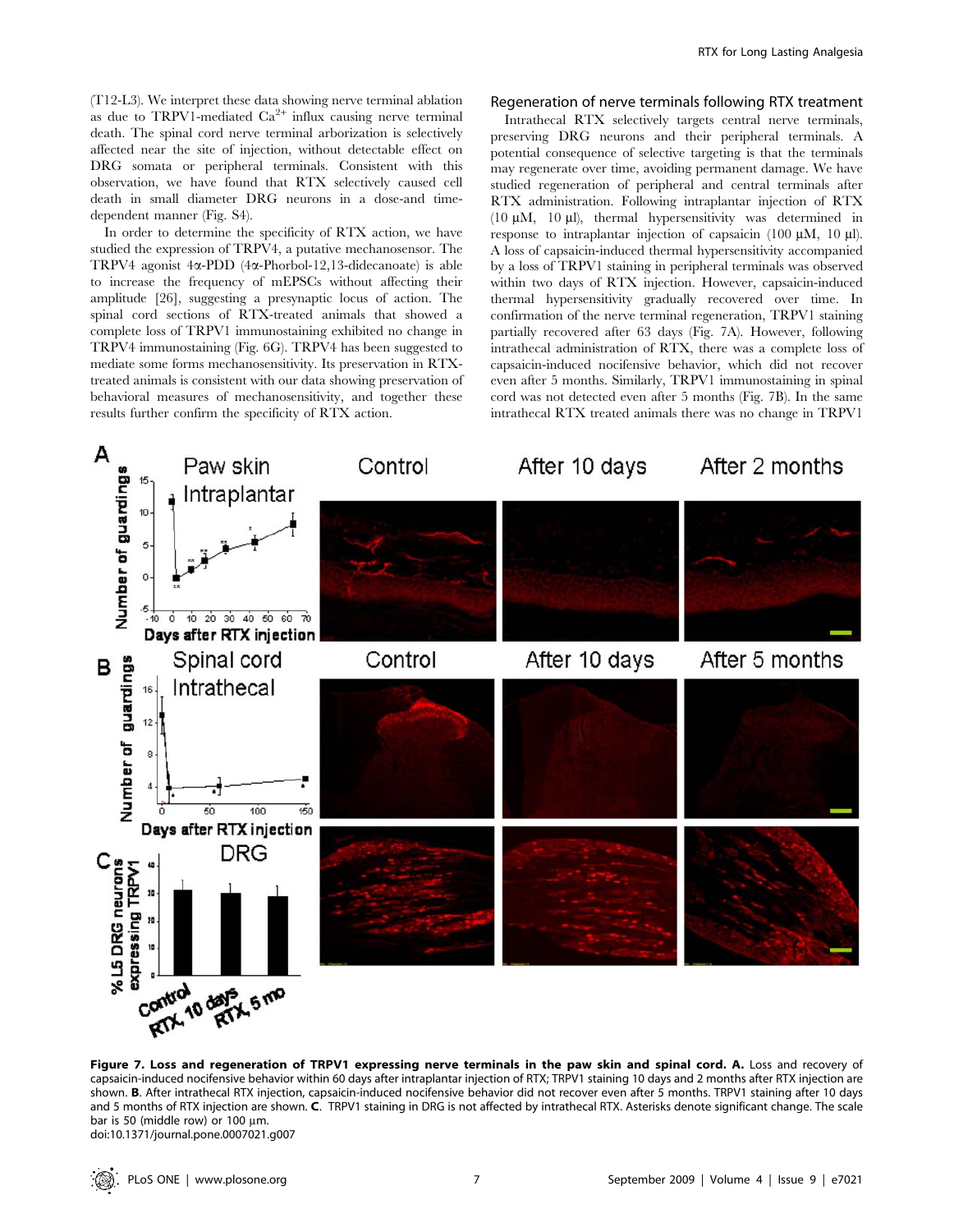(T12-L3). We interpret these data showing nerve terminal ablation as due to TRPV1-mediated $Ca^{2+}$ influx causing nerve terminal death. The spinal cord nerve terminal arborization is selectively affected near the site of injection, without detectable effect on DRG somata or peripheral terminals. Consistent with this observation, we have found that RTX selectively caused cell death in small diameter DRG neurons in a dose-and time-dependent manner (Fig. S4).

In order to determine the specificity of RTX action, we have studied the expression of TRPV4, a putative mechanosensor. The TRPV4 agonist 4α-PDD (4α-Phorbol-12,13-didecanoate) is able to increase the frequency of mEPSCs without affecting their amplitude [26], suggesting a presynaptic locus of action. The spinal cord sections of RTX-treated animals that showed a complete loss of TRPV1 immunostaining exhibited no change in TRPV4 immunostaining (Fig. 6G). TRPV4 has been suggested to mediate some forms mechanosensitivity. Its preservation in RTX-treated animals is consistent with our data showing preservation of behavioral measures of mechanosensitivity, and together these results further confirm the specificity of RTX action.

## Regeneration of nerve terminals following RTX treatment

Intrathecal RTX selectively targets central nerve terminals, preserving DRG neurons and their peripheral terminals. A potential consequence of selective targeting is that the terminals may regenerate over time, avoiding permanent damage. We have studied regeneration of peripheral and central terminals after RTX administration. Following intraplantar injection of RTX (10 μM, 10 μl), thermal hypersensitivity was determined in response to intraplantar injection of capsaicin (100 μM, 10 μl). A loss of capsaicin-induced thermal hypersensitivity accompanied by a loss of TRPV1 staining in peripheral terminals was observed within two days of RTX injection. However, capsaicin-induced thermal hypersensitivity gradually recovered over time. In confirmation of the nerve terminal regeneration, TRPV1 staining partially recovered after 63 days (Fig. 7A). However, following intrathecal administration of RTX, there was a complete loss of capsaicin-induced nocifensive behavior, which did not recover even after 5 months. Similarly, TRPV1 immunostaining in spinal cord was not detected even after 5 months (Fig. 7B). In the same intrathecal RTX treated animals there was no change in TRPV1

**Figure 7. Loss and regeneration of TRPV1 expressing nerve terminals in the paw skin and spinal cord. A.** Loss and recovery of capsaicin-induced nocifensive behavior within 60 days after intraplantar injection of RTX; TRPV1 staining 10 days and 2 months after RTX injection are shown. **B**. After intrathecal RTX injection, capsaicin-induced nocifensive behavior did not recover even after 5 months. TRPV1 staining after 10 days and 5 months of RTX injection are shown. **C**. TRPV1 staining in DRG is not affected by intrathecal RTX. Asterisks denote significant change. The scale bar is 50 (middle row) or 100 μm.
doi:10.1371/journal.pone.0007021.g007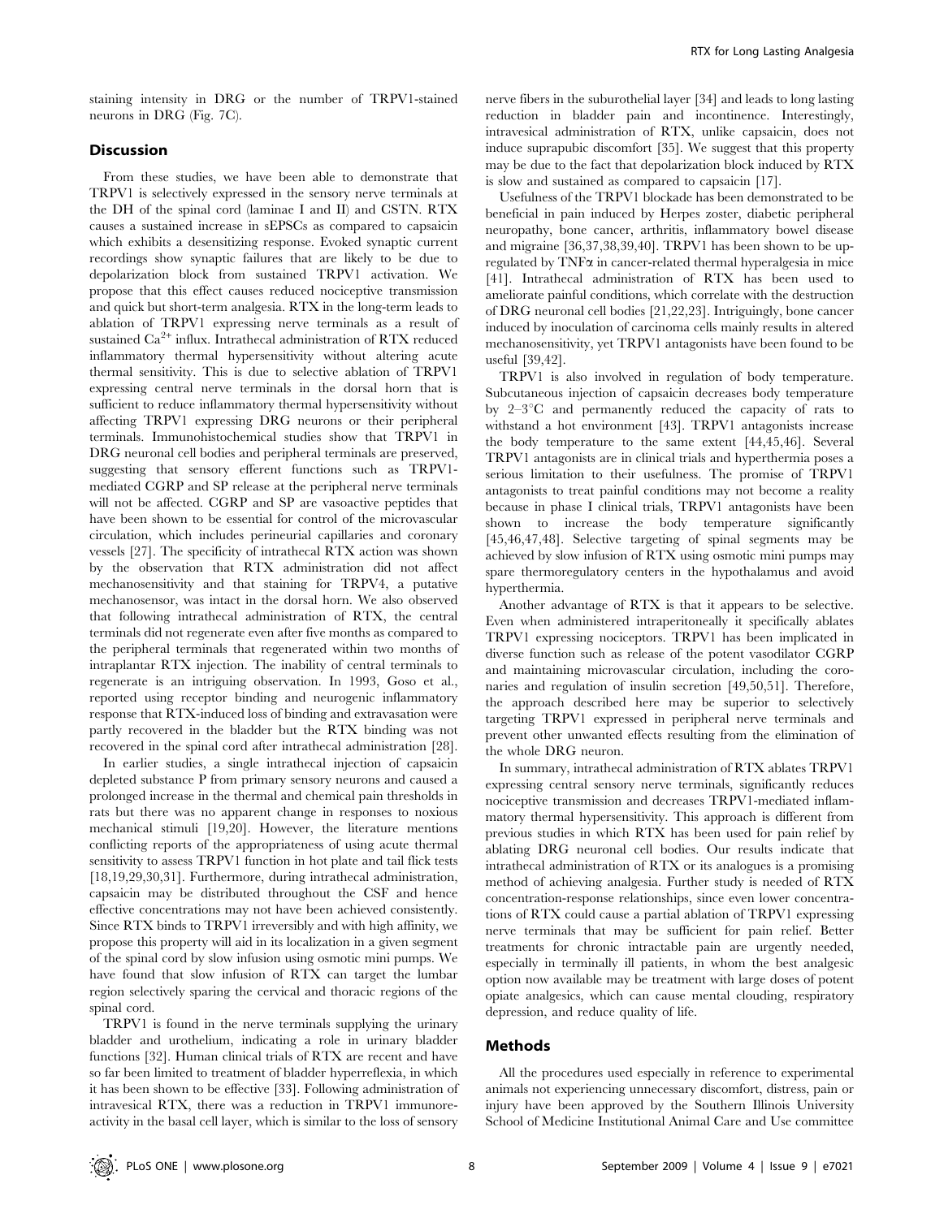staining intensity in DRG or the number of TRPV1-stained neurons in DRG (Fig. 7C).

## Discussion

From these studies, we have been able to demonstrate that TRPV1 is selectively expressed in the sensory nerve terminals at the DH of the spinal cord (laminae I and II) and CSTN. RTX causes a sustained increase in sEPSCs as compared to capsaicin which exhibits a desensitizing response. Evoked synaptic current recordings show synaptic failures that are likely to be due to depolarization block from sustained TRPV1 activation. We propose that this effect causes reduced nociceptive transmission and quick but short-term analgesia. RTX in the long-term leads to ablation of TRPV1 expressing nerve terminals as a result of sustained $Ca^{2+}$ influx. Intrathecal administration of RTX reduced inflammatory thermal hypersensitivity without altering acute thermal sensitivity. This is due to selective ablation of TRPV1 expressing central nerve terminals in the dorsal horn that is sufficient to reduce inflammatory thermal hypersensitivity without affecting TRPV1 expressing DRG neurons or their peripheral terminals. Immunohistochemical studies show that TRPV1 in DRG neuronal cell bodies and peripheral terminals are preserved, suggesting that sensory efferent functions such as TRPV1-mediated CGRP and SP release at the peripheral nerve terminals will not be affected. CGRP and SP are vasoactive peptides that have been shown to be essential for control of the microvascular circulation, which includes perineurial capillaries and coronary vessels [27]. The specificity of intrathecal RTX action was shown by the observation that RTX administration did not affect mechanosensitivity and that staining for TRPV4, a putative mechanosensor, was intact in the dorsal horn. We also observed that following intrathecal administration of RTX, the central terminals did not regenerate even after five months as compared to the peripheral terminals that regenerated within two months of intraplantar RTX injection. The inability of central terminals to regenerate is an intriguing observation. In 1993, Goso et al., reported using receptor binding and neurogenic inflammatory response that RTX-induced loss of binding and extravasation were partly recovered in the bladder but the RTX binding was not recovered in the spinal cord after intrathecal administration [28].

In earlier studies, a single intrathecal injection of capsaicin depleted substance P from primary sensory neurons and caused a prolonged increase in the thermal and chemical pain thresholds in rats but there was no apparent change in responses to noxious mechanical stimuli [19,20]. However, the literature mentions conflicting reports of the appropriateness of using acute thermal sensitivity to assess TRPV1 function in hot plate and tail flick tests [18,19,29,30,31]. Furthermore, during intrathecal administration, capsaicin may be distributed throughout the CSF and hence effective concentrations may not have been achieved consistently. Since RTX binds to TRPV1 irreversibly and with high affinity, we propose this property will aid in its localization in a given segment of the spinal cord by slow infusion using osmotic mini pumps. We have found that slow infusion of RTX can target the lumbar region selectively sparing the cervical and thoracic regions of the spinal cord.

TRPV1 is found in the nerve terminals supplying the urinary bladder and urothelium, indicating a role in urinary bladder functions [32]. Human clinical trials of RTX are recent and have so far been limited to treatment of bladder hyperreflexia, in which it has been shown to be effective [33]. Following administration of intravesical RTX, there was a reduction in TRPV1 immunoreactivity in the basal cell layer, which is similar to the loss of sensory nerve fibers in the suburothelial layer [34] and leads to long lasting reduction in bladder pain and incontinence. Interestingly, intravesical administration of RTX, unlike capsaicin, does not induce suprapubic discomfort [35]. We suggest that this property may be due to the fact that depolarization block induced by RTX is slow and sustained as compared to capsaicin [17].

Usefulness of the TRPV1 blockade has been demonstrated to be beneficial in pain induced by Herpes zoster, diabetic peripheral neuropathy, bone cancer, arthritis, inflammatory bowel disease and migraine [36,37,38,39,40]. TRPV1 has been shown to be up-regulated by TNFα in cancer-related thermal hyperalgesia in mice [41]. Intrathecal administration of RTX has been used to ameliorate painful conditions, which correlate with the destruction of DRG neuronal cell bodies [21,22,23]. Intriguingly, bone cancer induced by inoculation of carcinoma cells mainly results in altered mechanosensitivity, yet TRPV1 antagonists have been found to be useful [39,42].

TRPV1 is also involved in regulation of body temperature. Subcutaneous injection of capsaicin decreases body temperature by 2–3°C and permanently reduced the capacity of rats to withstand a hot environment [43]. TRPV1 antagonists increase the body temperature to the same extent [44,45,46]. Several TRPV1 antagonists are in clinical trials and hyperthermia poses a serious limitation to their usefulness. The promise of TRPV1 antagonists to treat painful conditions may not become a reality because in phase I clinical trials, TRPV1 antagonists have been shown to increase the body temperature significantly [45,46,47,48]. Selective targeting of spinal segments may be achieved by slow infusion of RTX using osmotic mini pumps may spare thermoregulatory centers in the hypothalamus and avoid hyperthermia.

Another advantage of RTX is that it appears to be selective. Even when administered intraperitoneally it specifically ablates TRPV1 expressing nociceptors. TRPV1 has been implicated in diverse function such as release of the potent vasodilator CGRP and maintaining microvascular circulation, including the coronaries and regulation of insulin secretion [49,50,51]. Therefore, the approach described here may be superior to selectively targeting TRPV1 expressed in peripheral nerve terminals and prevent other unwanted effects resulting from the elimination of the whole DRG neuron.

In summary, intrathecal administration of RTX ablates TRPV1 expressing central sensory nerve terminals, significantly reduces nociceptive transmission and decreases TRPV1-mediated inflammatory thermal hypersensitivity. This approach is different from previous studies in which RTX has been used for pain relief by ablating DRG neuronal cell bodies. Our results indicate that intrathecal administration of RTX or its analogues is a promising method of achieving analgesia. Further study is needed of RTX concentration-response relationships, since even lower concentrations of RTX could cause a partial ablation of TRPV1 expressing nerve terminals that may be sufficient for pain relief. Better treatments for chronic intractable pain are urgently needed, especially in terminally ill patients, in whom the best analgesic option now available may be treatment with large doses of potent opiate analgesics, which can cause mental clouding, respiratory depression, and reduce quality of life.

## Methods

All the procedures used especially in reference to experimental animals not experiencing unnecessary discomfort, distress, pain or injury have been approved by the Southern Illinois University School of Medicine Institutional Animal Care and Use committee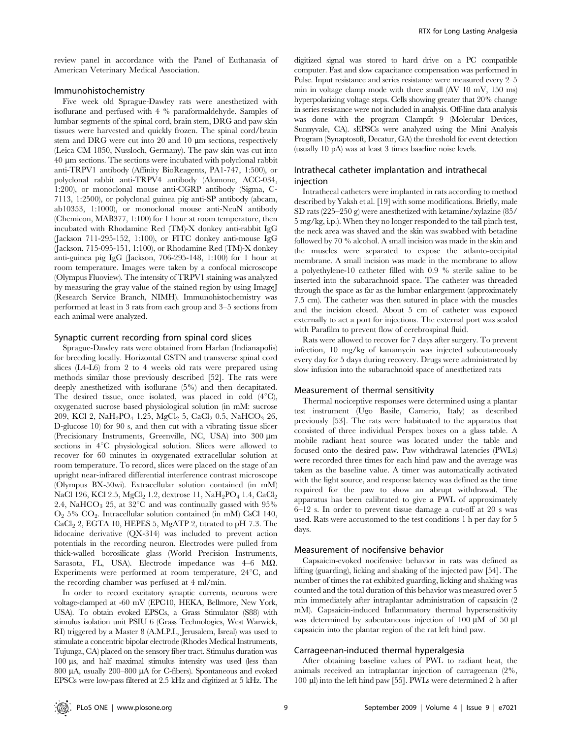review panel in accordance with the Panel of Euthanasia of American Veterinary Medical Association.

### Immunohistochemistry

Five week old Sprague-Dawley rats were anesthetized with isoflurane and perfused with 4 % paraformaldehyde. Samples of lumbar segments of the spinal cord, brain stem, DRG and paw skin tissues were harvested and quickly frozen. The spinal cord/brain stem and DRG were cut into 20 and 10 μm sections, respectively (Leica CM 1850, Nussloch, Germany). The paw skin was cut into 40 μm sections. The sections were incubated with polyclonal rabbit anti-TRPV1 antibody (Affinity BioReagents, PA1-747, 1:500), or polyclonal rabbit anti-TRPV4 antibody (Alomone, ACC-034, 1:200), or monoclonal mouse anti-CGRP antibody (Sigma, C-7113, 1:2500), or polyclonal guinea pig anti-SP antibody (abcam, ab10353, 1:1000), or monoclonal mouse anti-NeuN antibody (Chemicon, MAB377, 1:100) for 1 hour at room temperature, then incubated with Rhodamine Red (TM)-X donkey anti-rabbit IgG (Jackson 711-295-152, 1:100), or FITC donkey anti-mouse IgG (Jackson, 715-095-151, 1:100), or Rhodamine Red (TM)-X donkey anti-guinea pig IgG (Jackson, 706-295-148, 1:100) for 1 hour at room temperature. Images were taken by a confocal microscope (Olympus Fluoview). The intensity of TRPV1 staining was analyzed by measuring the gray value of the stained region by using ImageJ (Research Service Branch, NIMH). Immunohistochemistry was performed at least in 3 rats from each group and 3–5 sections from each animal were analyzed.

### Synaptic current recording from spinal cord slices

Sprague-Dawley rats were obtained from Harlan (Indianapolis) for breeding locally. Horizontal CSTN and transverse spinal cord slices (L4-L6) from 2 to 4 weeks old rats were prepared using methods similar those previously described [52]. The rats were deeply anesthetized with isoflurane (5%) and then decapitated. The desired tissue, once isolated, was placed in cold (4°C), oxygenated sucrose based physiological solution (in mM: sucrose 209, KCl 2, $NaH_2PO_4$ 1.25, $MgCl_2$ 5, $CaCl_2$ 0.5, $NaHCO_3$ 26, D-glucose 10) for 90 s, and then cut with a vibrating tissue slicer (Precisionary Instruments, Greenville, NC, USA) into 300 μm sections in 4°C physiological solution. Slices were allowed to recover for 60 minutes in oxygenated extracellular solution at room temperature. To record, slices were placed on the stage of an upright near-infrared differential interference contrast microscope (Olympus BX-50wi). Extracellular solution contained (in mM) NaCl 126, KCl 2.5, $MgCl_2$ 1.2, dextrose 11, $NaH_2PO_4$ 1.4, $CaCl_2$ 2.4, $NaHCO_3$ 25, at 32°C and was continually gassed with 95% $O_2$ 5% $CO_2$. Intracellular solution contained (in mM) CsCl 140, $CaCl_2$ 2, EGTA 10, HEPES 5, MgATP 2, titrated to pH 7.3. The lidocaine derivative (QX-314) was included to prevent action potentials in the recording neuron. Electrodes were pulled from thick-walled borosilicate glass (World Precision Instruments, Sarasota, FL, USA). Electrode impedance was 4–6 MΩ. Experiments were performed at room temperature, 24°C, and the recording chamber was perfused at 4 ml/min.

In order to record excitatory synaptic currents, neurons were voltage-clamped at -60 mV (EPC10, HEKA, Bellmore, New York, USA). To obtain evoked EPSCs, a Grass Stimulator (S88) with stimulus isolation unit PSIU 6 (Grass Technologies, West Warwick, RI) triggered by a Master 8 (A.M.P.I., Jerusalem, Isreal) was used to stimulate a concentric bipolar electrode (Rhodes Medical Instruments, Tujunga, CA) placed on the sensory fiber tract. Stimulus duration was 100 μs, and half maximal stimulus intensity was used (less than 800 μA, usually 200–800 μA for C-fibers). Spontaneous and evoked EPSCs were low-pass filtered at 2.5 kHz and digitized at 5 kHz. The digitized signal was stored to hard drive on a PC compatible computer. Fast and slow capacitance compensation was performed in Pulse. Input resistance and series resistance were measured every 2–5 min in voltage clamp mode with three small (ΔV 10 mV, 150 ms) hyperpolarizing voltage steps. Cells showing greater that 20% change in series resistance were not included in analysis. Off-line data analysis was done with the program Clampfit 9 (Molecular Devices, Sunnyvale, CA). sEPSCs were analyzed using the Mini Analysis Program (Synaptosoft, Decatur, GA) the threshold for event detection (usually 10 pA) was at least 3 times baseline noise levels.

### Intrathecal catheter implantation and intrathecal injection

Intrathecal catheters were implanted in rats according to method described by Yaksh et al. [19] with some modifications. Briefly, male SD rats (225–250 g) were anesthetized with ketamine/xylazine (85/5 mg/kg, i.p.). When they no longer responded to the tail pinch test, the neck area was shaved and the skin was swabbed with betadine followed by 70 % alcohol. A small incision was made in the skin and the muscles were separated to expose the atlanto-occipital membrane. A small incision was made in the membrane to allow a polyethylene-10 catheter filled with 0.9 % sterile saline to be inserted into the subarachnoid space. The catheter was threaded through the space as far as the lumbar enlargement (approximately 7.5 cm). The catheter was then sutured in place with the muscles and the incision closed. About 5 cm of catheter was exposed externally to act a port for injections. The external port was sealed with Parafilm to prevent flow of cerebrospinal fluid.

Rats were allowed to recover for 7 days after surgery. To prevent infection, 10 mg/kg of kanamycin was injected subcutaneously every day for 5 days during recovery. Drugs were administrated by slow infusion into the subarachnoid space of anesthetized rats

### Measurement of thermal sensitivity

Thermal nociceptive responses were determined using a plantar test instrument (Ugo Basile, Camerio, Italy) as described previously [53]. The rats were habituated to the apparatus that consisted of three individual Perspex boxes on a glass table. A mobile radiant heat source was located under the table and focused onto the desired paw. Paw withdrawal latencies (PWLs) were recorded three times for each hind paw and the average was taken as the baseline value. A timer was automatically activated with the light source, and response latency was defined as the time required for the paw to show an abrupt withdrawal. The apparatus has been calibrated to give a PWL of approximately 6–12 s. In order to prevent tissue damage a cut-off at 20 s was used. Rats were accustomed to the test conditions 1 h per day for 5 days.

### Measurement of nocifensive behavior

Capsaicin-evoked nocifensive behavior in rats was defined as lifting (guarding), licking and shaking of the injected paw [54]. The number of times the rat exhibited guarding, licking and shaking was counted and the total duration of this behavior was measured over 5 min immediately after intraplantar administration of capsaicin (2 mM). Capsaicin-induced Inflammatory thermal hypersensitivity was determined by subcutaneous injection of 100 μM of 50 μl capsaicin into the plantar region of the rat left hind paw.

### Carrageenan-induced thermal hyperalgesia

After obtaining baseline values of PWL to radiant heat, the animals received an intraplantar injection of carrageenan (2%, 100 μl) into the left hind paw [55]. PWLs were determined 2 h after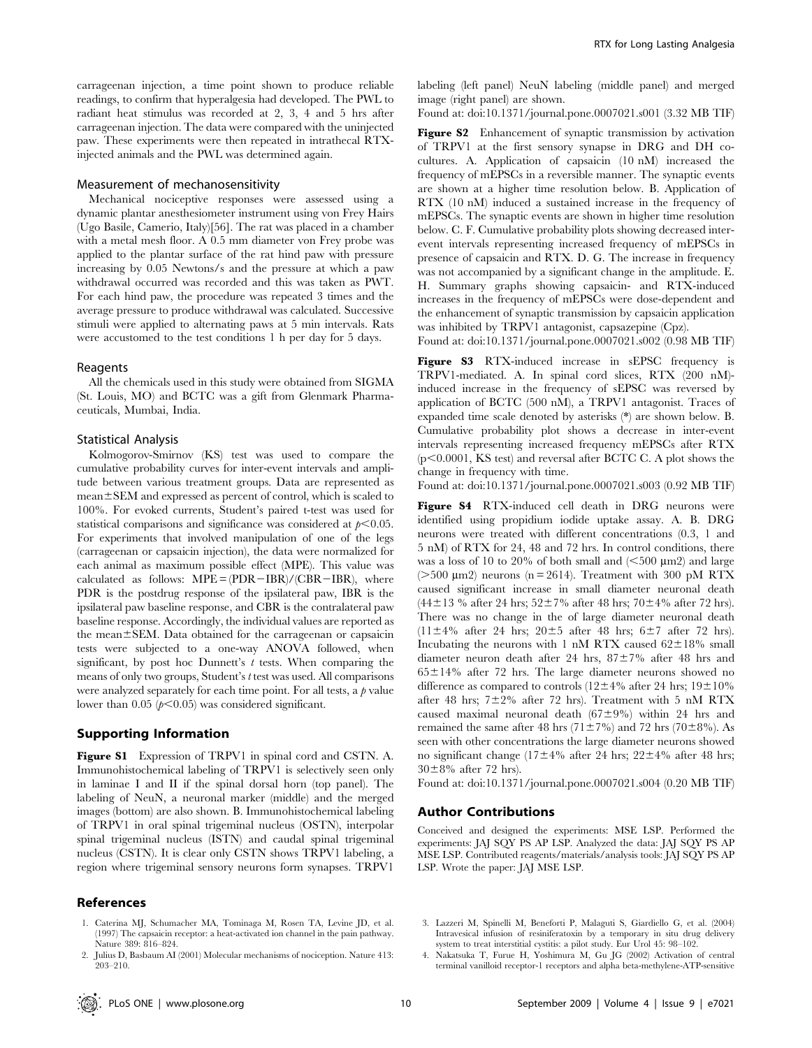carrageenan injection, a time point shown to produce reliable readings, to confirm that hyperalgesia had developed. The PWL to radiant heat stimulus was recorded at 2, 3, 4 and 5 hrs after carrageenan injection. The data were compared with the uninjected paw. These experiments were then repeated in intrathecal RTX-injected animals and the PWL was determined again.

### Measurement of mechanosensitivity

Mechanical nociceptive responses were assessed using a dynamic plantar anesthesiometer instrument using von Frey Hairs (Ugo Basile, Camerio, Italy)[56]. The rat was placed in a chamber with a metal mesh floor. A 0.5 mm diameter von Frey probe was applied to the plantar surface of the rat hind paw with pressure increasing by 0.05 Newtons/s and the pressure at which a paw withdrawal occurred was recorded and this was taken as PWT. For each hind paw, the procedure was repeated 3 times and the average pressure to produce withdrawal was calculated. Successive stimuli were applied to alternating paws at 5 min intervals. Rats were accustomed to the test conditions 1 h per day for 5 days.

### Reagents

All the chemicals used in this study were obtained from SIGMA (St. Louis, MO) and BCTC was a gift from Glenmark Pharmaceuticals, Mumbai, India.

### Statistical Analysis

Kolmogorov-Smirnov (KS) test was used to compare the cumulative probability curves for inter-event intervals and amplitude between various treatment groups. Data are represented as mean±SEM and expressed as percent of control, which is scaled to 100%. For evoked currents, Student's paired t-test was used for statistical comparisons and significance was considered at $p<0.05$. For experiments that involved manipulation of one of the legs (carrageenan or capsaicin injection), the data were normalized for each animal as maximum possible effect (MPE). This value was calculated as follows: $MPE = (PDR-IBR)/(CBR-IBR)$, where PDR is the postdrug response of the ipsilateral paw, IBR is the ipsilateral paw baseline response, and CBR is the contralateral paw baseline response. Accordingly, the individual values are reported as the mean±SEM. Data obtained for the carrageenan or capsaicin tests were subjected to a one-way ANOVA followed, when significant, by post hoc Dunnett's *t* tests. When comparing the means of only two groups, Student's *t* test was used. All comparisons were analyzed separately for each time point. For all tests, a *p* value lower than 0.05 ($p<0.05$) was considered significant.

## Supporting Information

**Figure S1** Expression of TRPV1 in spinal cord and CSTN. A. Immunohistochemical labeling of TRPV1 is selectively seen only in laminae I and II if the spinal dorsal horn (top panel). The labeling of NeuN, a neuronal marker (middle) and the merged images (bottom) are also shown. B. Immunohistochemical labeling of TRPV1 in oral spinal trigeminal nucleus (OSTN), interpolar spinal trigeminal nucleus (ISTN) and caudal spinal trigeminal nucleus (CSTN). It is clear only CSTN shows TRPV1 labeling, a region where trigeminal sensory neurons form synapses. TRPV1 labeling (left panel) NeuN labeling (middle panel) and merged image (right panel) are shown.

Found at: doi:10.1371/journal.pone.0007021.s001 (3.32 MB TIF)

**Figure S2** Enhancement of synaptic transmission by activation of TRPV1 at the first sensory synapse in DRG and DH co-cultures. A. Application of capsaicin (10 nM) increased the frequency of mEPSCs in a reversible manner. The synaptic events are shown at a higher time resolution below. B. Application of RTX (10 nM) induced a sustained increase in the frequency of mEPSCs. The synaptic events are shown in higher time resolution below. C. F. Cumulative probability plots showing decreased inter-event intervals representing increased frequency of mEPSCs in presence of capsaicin and RTX. D. G. The increase in frequency was not accompanied by a significant change in the amplitude. E. H. Summary graphs showing capsaicin- and RTX-induced increases in the frequency of mEPSCs were dose-dependent and the enhancement of synaptic transmission by capsaicin application was inhibited by TRPV1 antagonist, capsazepine (Cpz).

Found at: doi:10.1371/journal.pone.0007021.s002 (0.98 MB TIF)

**Figure S3** RTX-induced increase in sEPSC frequency is TRPV1-mediated. A. In spinal cord slices, RTX (200 nM)-induced increase in the frequency of sEPSC was reversed by application of BCTC (500 nM), a TRPV1 antagonist. Traces of expanded time scale denoted by asterisks (*) are shown below. B. Cumulative probability plot shows a decrease in inter-event intervals representing increased frequency mEPSCs after RTX ($p<0.0001$, KS test) and reversal after BCTC C. A plot shows the change in frequency with time.

Found at: doi:10.1371/journal.pone.0007021.s003 (0.92 MB TIF)

**Figure S4** RTX-induced cell death in DRG neurons were identified using propidium iodide uptake assay. A. B. DRG neurons were treated with different concentrations (0.3, 1 and 5 nM) of RTX for 24, 48 and 72 hrs. In control conditions, there was a loss of 10 to 20% of both small and (<500 μm2) and large (>500 μm2) neurons (n = 2614). Treatment with 300 pM RTX caused significant increase in small diameter neuronal death (44±13 % after 24 hrs; 52±7% after 48 hrs; 70±4% after 72 hrs). There was no change in the of large diameter neuronal death (11±4% after 24 hrs; 20±5 after 48 hrs; 6±7 after 72 hrs). Incubating the neurons with 1 nM RTX caused 62±18% small diameter neuron death after 24 hrs, 87±7% after 48 hrs and 65±14% after 72 hrs. The large diameter neurons showed no difference as compared to controls (12±4% after 24 hrs; 19±10% after 48 hrs; 7±2% after 72 hrs). Treatment with 5 nM RTX caused maximal neuronal death (67±9%) within 24 hrs and remained the same after 48 hrs (71±7%) and 72 hrs (70±8%). As seen with other concentrations the large diameter neurons showed no significant change (17±4% after 24 hrs; 22±4% after 48 hrs; 30±8% after 72 hrs).

Found at: doi:10.1371/journal.pone.0007021.s004 (0.20 MB TIF)

## Author Contributions

Conceived and designed the experiments: MSE LSP. Performed the experiments: JAJ SQY PS AP LSP. Analyzed the data: JAJ SQY PS AP MSE LSP. Contributed reagents/materials/analysis tools: JAJ SQY PS AP LSP. Wrote the paper: JAJ MSE LSP.

## References

1. Caterina MJ, Schumacher MA, Tominaga M, Rosen TA, Levine JD, et al. (1997) The capsaicin receptor: a heat-activated ion channel in the pain pathway. Nature 389: 816–824.
2. Julius D, Basbaum AI (2001) Molecular mechanisms of nociception. Nature 413: 203–210.
3. Lazzeri M, Spinelli M, Beneforti P, Malaguti S, Giardiello G, et al. (2004) Intravesical infusion of resiniferatoxin by a temporary in situ drug delivery system to treat interstitial cystitis: a pilot study. Eur Urol 45: 98–102.
4. Nakatsuka T, Furue H, Yoshimura M, Gu JG (2002) Activation of central terminal vanilloid receptor-1 receptors and alpha beta-methylene-ATP-sensitive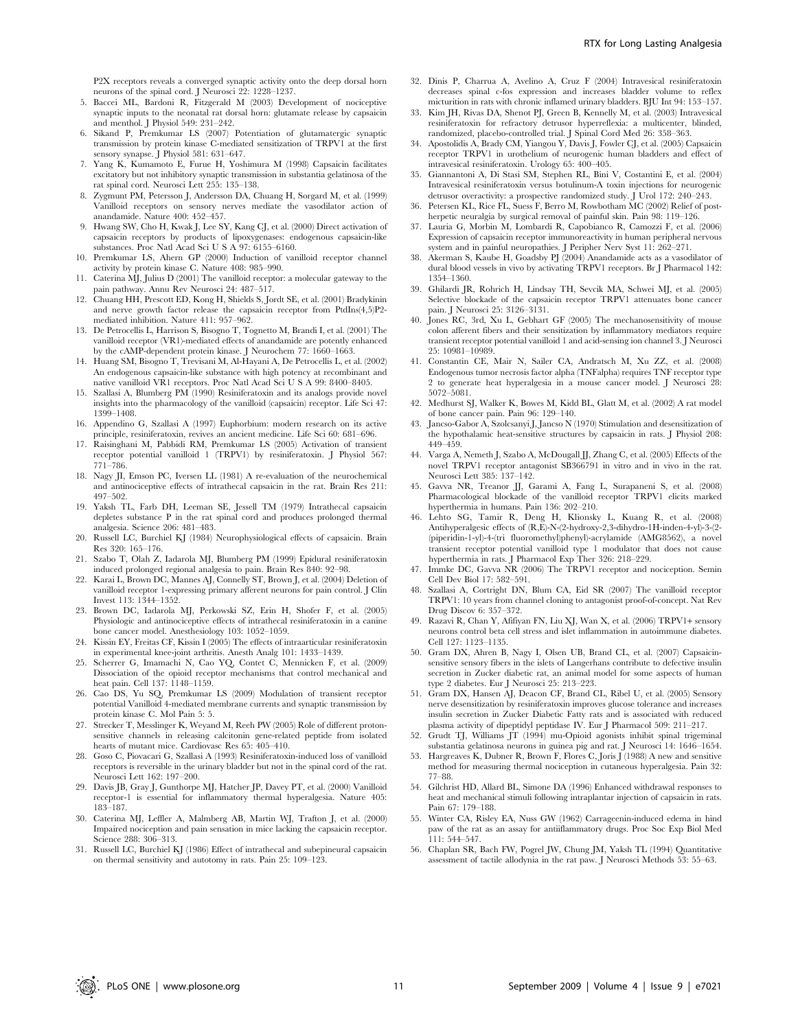P2X receptors reveals a converged synaptic activity onto the deep dorsal horn neurons of the spinal cord. J Neurosci 22: 1228–1237.

5. Baccei ML, Bardoni R, Fitzgerald M (2003) Development of nociceptive synaptic inputs to the neonatal rat dorsal horn: glutamate release by capsaicin and menthol. J Physiol 549: 231–242.
6. Sikand P, Premkumar LS (2007) Potentiation of glutamatergic synaptic transmission by protein kinase C-mediated sensitization of TRPV1 at the first sensory synapse. J Physiol 581: 631–647.
7. Yang K, Kumamoto E, Furue H, Yoshimura M (1998) Capsaicin facilitates excitatory but not inhibitory synaptic transmission in substantia gelatinosa of the rat spinal cord. Neurosci Lett 255: 135–138.
8. Zygmunt PM, Petersson J, Andersson DA, Chuang H, Sorgard M, et al. (1999) Vanilloid receptors on sensory nerves mediate the vasodilator action of anandamide. Nature 400: 452–457.
9. Hwang SW, Cho H, Kwak J, Lee SY, Kang CJ, et al. (2000) Direct activation of capsaicin receptors by products of lipoxygenases: endogenous capsaicin-like substances. Proc Natl Acad Sci U S A 97: 6155–6160.
10. Premkumar LS, Ahern GP (2000) Induction of vanilloid receptor channel activity by protein kinase C. Nature 408: 985–990.
11. Caterina MJ, Julius D (2001) The vanilloid receptor: a molecular gateway to the pain pathway. Annu Rev Neurosci 24: 487–517.
12. Chuang HH, Prescott ED, Kong H, Shields S, Jordt SE, et al. (2001) Bradykinin and nerve growth factor release the capsaicin receptor from PtdIns(4,5)P2-mediated inhibition. Nature 411: 957–962.
13. De Petrocellis L, Harrison S, Bisogno T, Tognetto M, Brandi I, et al. (2001) The vanilloid receptor (VR1)-mediated effects of anandamide are potently enhanced by the cAMP-dependent protein kinase. J Neurochem 77: 1660–1663.
14. Huang SM, Bisogno T, Trevisani M, Al-Hayani A, De Petrocellis L, et al. (2002) An endogenous capsaicin-like substance with high potency at recombinant and native vanilloid VR1 receptors. Proc Natl Acad Sci U S A 99: 8400–8405.
15. Szallasi A, Blumberg PM (1990) Resiniferatoxin and its analogs provide novel insights into the pharmacology of the vanilloid (capsaicin) receptor. Life Sci 47: 1399–1408.
16. Appendino G, Szallasi A (1997) Euphorbium: modern research on its active principle, resiniferatoxin, revives an ancient medicine. Life Sci 60: 681–696.
17. Raisinghani M, Pabbidi RM, Premkumar LS (2005) Activation of transient receptor potential vanilloid 1 (TRPV1) by resiniferatoxin. J Physiol 567: 771–786.
18. Nagy JI, Emson PC, Iversen LL (1981) A re-evaluation of the neurochemical and antinociceptive effects of intrathecal capsaicin in the rat. Brain Res 211: 497–502.
19. Yaksh TL, Farb DH, Leeman SE, Jessell TM (1979) Intrathecal capsaicin depletes substance P in the rat spinal cord and produces prolonged thermal analgesia. Science 206: 481–483.
20. Russell LC, Burchiel KJ (1984) Neurophysiological effects of capsaicin. Brain Res 320: 165–176.
21. Szabo T, Olah Z, Iadarola MJ, Blumberg PM (1999) Epidural resiniferatoxin induced prolonged regional analgesia to pain. Brain Res 840: 92–98.
22. Karai L, Brown DC, Mannes AJ, Connelly ST, Brown J, et al. (2004) Deletion of vanilloid receptor 1-expressing primary afferent neurons for pain control. J Clin Invest 113: 1344–1352.
23. Brown DC, Iadarola MJ, Perkowski SZ, Erin H, Shofer F, et al. (2005) Physiologic and antinociceptive effects of intrathecal resiniferatoxin in a canine bone cancer model. Anesthesiology 103: 1052–1059.
24. Kissin EY, Freitas CF, Kissin I (2005) The effects of intraarticular resiniferatoxin in experimental knee-joint arthritis. Anesth Analg 101: 1433–1439.
25. Scherrer G, Imamachi N, Cao YQ, Contet C, Mennicken F, et al. (2009) Dissociation of the opioid receptor mechanisms that control mechanical and heat pain. Cell 137: 1148–1159.
26. Cao DS, Yu SQ, Premkumar LS (2009) Modulation of transient receptor potential Vanilloid 4-mediated membrane currents and synaptic transmission by protein kinase C. Mol Pain 5: 5.
27. Strecker T, Messlinger K, Weyand M, Reeh PW (2005) Role of different proton-sensitive channels in releasing calcitonin gene-related peptide from isolated hearts of mutant mice. Cardiovasc Res 65: 405–410.
28. Goso C, Piovacari G, Szallasi A (1993) Resiniferatoxin-induced loss of vanilloid receptors is reversible in the urinary bladder but not in the spinal cord of the rat. Neurosci Lett 162: 197–200.
29. Davis JB, Gray J, Gunthorpe MJ, Hatcher JP, Davey PT, et al. (2000) Vanilloid receptor-1 is essential for inflammatory thermal hyperalgesia. Nature 405: 183–187.
30. Caterina MJ, Leffler A, Malmberg AB, Martin WJ, Trafton J, et al. (2000) Impaired nociception and pain sensation in mice lacking the capsaicin receptor. Science 288: 306–313.
31. Russell LC, Burchiel KJ (1986) Effect of intrathecal and subepineural capsaicin on thermal sensitivity and autotomy in rats. Pain 25: 109–123.
32. Dinis P, Charrua A, Avelino A, Cruz F (2004) Intravesical resiniferatoxin decreases spinal c-fos expression and increases bladder volume to reflex micturition in rats with chronic inflamed urinary bladders. BJU Int 94: 153–157.
33. Kim JH, Rivas DA, Shenot PJ, Green B, Kennelly M, et al. (2003) Intravesical resiniferatoxin for refractory detrusor hyperreflexia: a multicenter, blinded, randomized, placebo-controlled trial. J Spinal Cord Med 26: 358–363.
34. Apostolidis A, Brady CM, Yiangou Y, Davis J, Fowler CJ, et al. (2005) Capsaicin receptor TRPV1 in urothelium of neurogenic human bladders and effect of intravesical resiniferatoxin. Urology 65: 400–405.
35. Giannantoni A, Di Stasi SM, Stephen RL, Bini V, Costantini E, et al. (2004) Intravesical resiniferatoxin versus botulinum-A toxin injections for neurogenic detrusor overactivity: a prospective randomized study. J Urol 172: 240–243.
36. Petersen KL, Rice FL, Suess F, Berro M, Rowbotham MC (2002) Relief of post-herpetic neuralgia by surgical removal of painful skin. Pain 98: 119–126.
37. Lauria G, Morbin M, Lombardi R, Capobianco R, Camozzi F, et al. (2006) Expression of capsaicin receptor immunoreactivity in human peripheral nervous system and in painful neuropathies. J Peripher Nerv Syst 11: 262–271.
38. Akerman S, Kaube H, Goadsby PJ (2004) Anandamide acts as a vasodilator of dural blood vessels in vivo by activating TRPV1 receptors. Br J Pharmacol 142: 1354–1360.
39. Ghilardi JR, Rohrich H, Lindsay TH, Sevcik MA, Schwei MJ, et al. (2005) Selective blockade of the capsaicin receptor TRPV1 attenuates bone cancer pain. J Neurosci 25: 3126–3131.
40. Jones RC, 3rd, Xu L, Gebhart GF (2005) The mechanosensitivity of mouse colon afferent fibers and their sensitization by inflammatory mediators require transient receptor potential vanilloid 1 and acid-sensing ion channel 3. J Neurosci 25: 10981–10989.
41. Constantin CE, Mair N, Sailer CA, Andratsch M, Xu ZZ, et al. (2008) Endogenous tumor necrosis factor alpha (TNFalpha) requires TNF receptor type 2 to generate heat hyperalgesia in a mouse cancer model. J Neurosci 28: 5072–5081.
42. Medhurst SJ, Walker K, Bowes M, Kidd BL, Glatt M, et al. (2002) A rat model of bone cancer pain. Pain 96: 129–140.
43. Jancso-Gabor A, Szolcsanyi J, Jancso N (1970) Stimulation and desensitization of the hypothalamic heat-sensitive structures by capsaicin in rats. J Physiol 208: 449–459.
44. Varga A, Nemeth J, Szabo A, McDougall JJ, Zhang C, et al. (2005) Effects of the novel TRPV1 receptor antagonist SB366791 in vitro and in vivo in the rat. Neurosci Lett 385: 137–142.
45. Gavva NR, Treanor JJ, Garami A, Fang L, Surapaneni S, et al. (2008) Pharmacological blockade of the vanilloid receptor TRPV1 elicits marked hyperthermia in humans. Pain 136: 202–210.
46. Lehto SG, Tamir R, Deng H, Klionsky L, Kuang R, et al. (2008) Antihyperalgesic effects of (R,E)-N-(2-hydroxy-2,3-dihydro-1H-inden-4-yl)-3-(2-(piperidin-1-yl)-4-(tri fluoromethyl)phenyl)-acrylamide (AMG8562), a novel transient receptor potential vanilloid type 1 modulator that does not cause hyperthermia in rats. J Pharmacol Exp Ther 326: 218–229.
47. Immke DC, Gavva NR (2006) The TRPV1 receptor and nociception. Semin Cell Dev Biol 17: 582–591.
48. Szallasi A, Cortright DN, Blum CA, Eid SR (2007) The vanilloid receptor TRPV1: 10 years from channel cloning to antagonist proof-of-concept. Nat Rev Drug Discov 6: 357–372.
49. Razavi R, Chan Y, Afifiyan FN, Liu XJ, Wan X, et al. (2006) TRPV1+ sensory neurons control beta cell stress and islet inflammation in autoimmune diabetes. Cell 127: 1123–1135.
50. Gram DX, Ahren B, Nagy I, Olsen UB, Brand CL, et al. (2007) Capsaicin-sensitive sensory fibers in the islets of Langerhans contribute to defective insulin secretion in Zucker diabetic rat, an animal model for some aspects of human type 2 diabetes. Eur J Neurosci 25: 213–223.
51. Gram DX, Hansen AJ, Deacon CF, Brand CL, Ribel U, et al. (2005) Sensory nerve desensitization by resiniferatoxin improves glucose tolerance and increases insulin secretion in Zucker Diabetic Fatty rats and is associated with reduced plasma activity of dipeptidyl peptidase IV. Eur J Pharmacol 509: 211–217.
52. Grudt TJ, Williams JT (1994) mu-Opioid agonists inhibit spinal trigeminal substantia gelatinosa neurons in guinea pig and rat. J Neurosci 14: 1646–1654.
53. Hargreaves K, Dubner R, Brown F, Flores C, Joris J (1988) A new and sensitive method for measuring thermal nociception in cutaneous hyperalgesia. Pain 32: 77–88.
54. Gilchrist HD, Allard BL, Simone DA (1996) Enhanced withdrawal responses to heat and mechanical stimuli following intraplantar injection of capsaicin in rats. Pain 67: 179–188.
55. Winter CA, Risley EA, Nuss GW (1962) Carrageenin-induced edema in hind paw of the rat as an assay for antiiflammatory drugs. Proc Soc Exp Biol Med 111: 544–547.
56. Chaplan SR, Bach FW, Pogrel JW, Chung JM, Yaksh TL (1994) Quantitative assessment of tactile allodynia in the rat paw. J Neurosci Methods 53: 55–63.